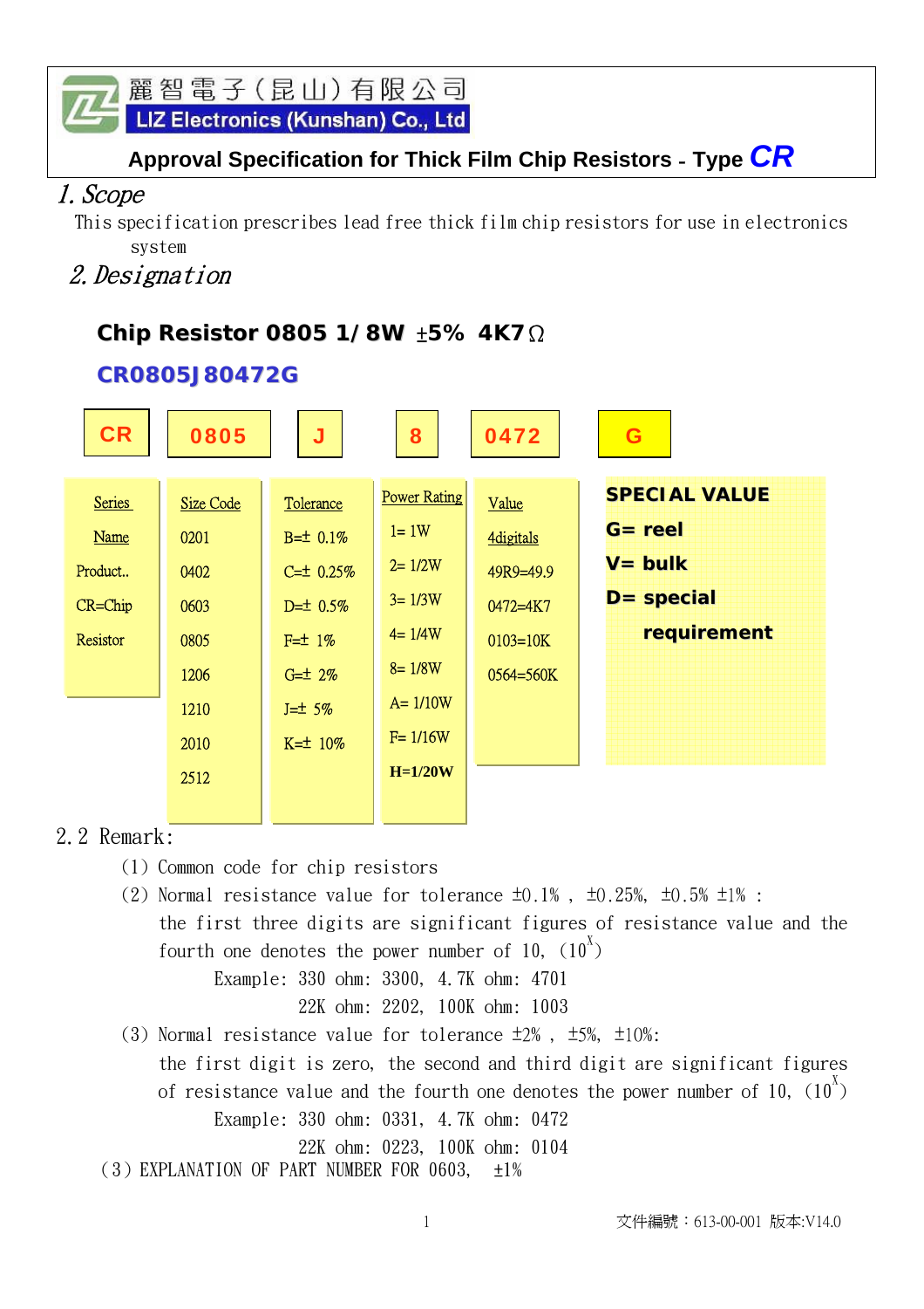麗智電子(昆山)有限公司

LIZ Electronics (Kunshan) Co., Ltd

# Approval Specification for Thick Film Chip Resistors - Type CR

## 1. Scope

This specification prescribes lead free thick film chip resistors for use in electronics system

## 2. Designation

**Chip Resistor 0805 1/8W ±5% 4K7Ω**

**CR0805J80472G**

| CR | 0805 | J | 8 | 0472 | G |
|---|---|---|---|---|---|
| Series Name | Size Code | Tolerance | Power Rating | Value 4digitals | **SPECIAL VALUE** |
| Product.. | 0201 | B=± 0.1% | 1= 1W | 49R9=49.9 | **G= reel** |
| CR=Chip | 0402 | C=± 0.25% | 2= 1/2W | 0472=4K7 | **V= bulk** |
| Resistor | 0603 | D=± 0.5% | 3= 1/3W | 0103=10K | **D= special requirement** |
| | 0805 | F=± 1% | 4= 1/4W | 0564=560K | |
| | 1206 | G=± 2% | 8= 1/8W | | |
| | 1210 | J=± 5% | A= 1/10W | | |
| | 2010 | K=± 10% | F= 1/16W | | |
| | 2512 | | **H=1/20W** | | |

2.2 Remark:

(1) Common code for chip resistors

(2) Normal resistance value for tolerance ±0.1% , ±0.25%, ±0.5% ±1% :
the first three digits are significant figures of resistance value and the fourth one denotes the power number of 10, ($10^X$)

Example: 330 ohm: 3300, 4.7K ohm: 4701

22K ohm: 2202, 100K ohm: 1003

(3) Normal resistance value for tolerance ±2% , ±5%, ±10%:
the first digit is zero, the second and third digit are significant figures of resistance value and the fourth one denotes the power number of 10, ($10^X$)

Example: 330 ohm: 0331, 4.7K ohm: 0472

22K ohm: 0223, 100K ohm: 0104

(3) EXPLANATION OF PART NUMBER FOR 0603, ±1%

文件編號：613-00-001 版本:V14.0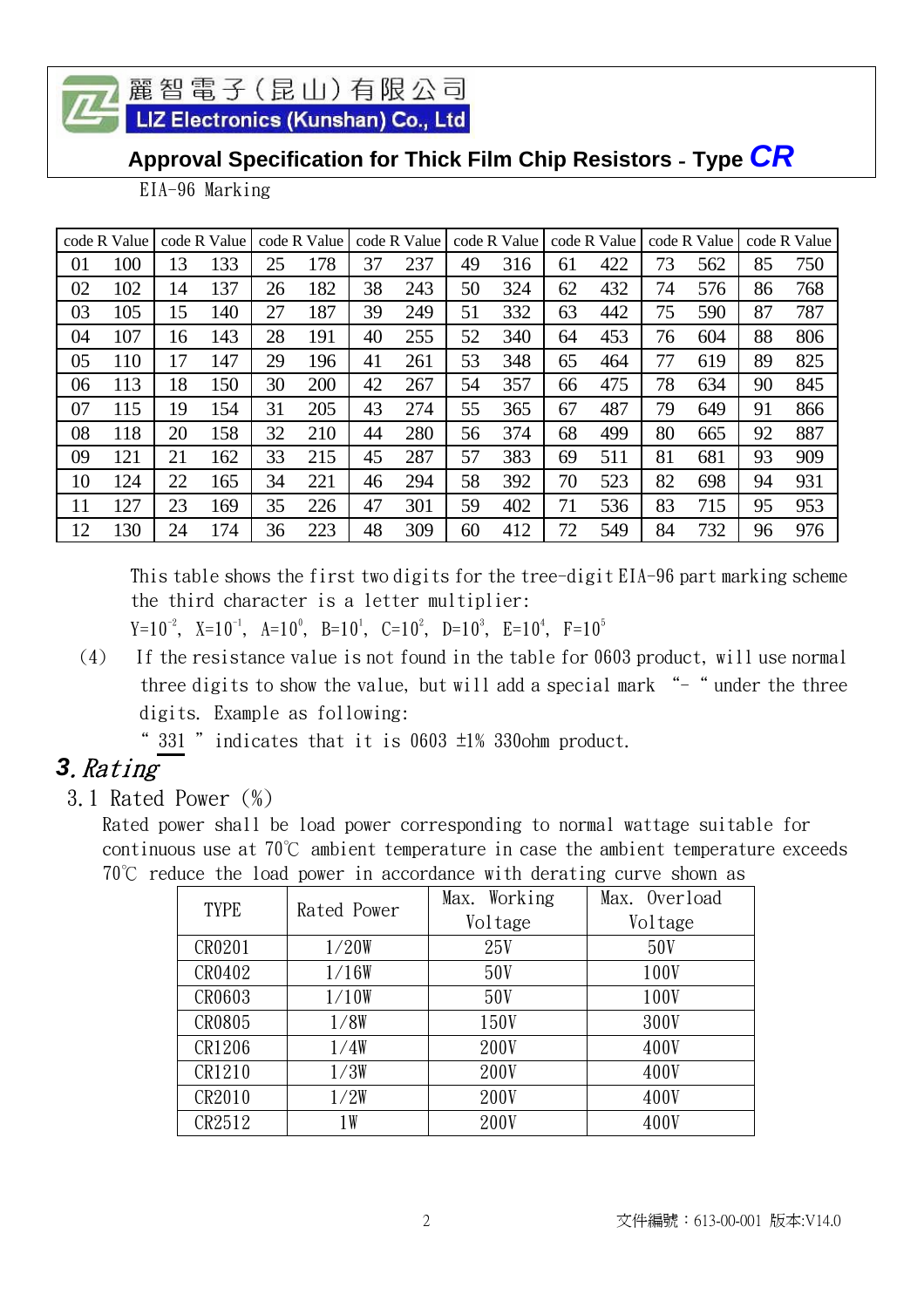EIA-96 Marking

| code | R Value | code | R Value | code | R Value | code | R Value | code | R Value | code | R Value | code | R Value | code | R Value |
|---|---|---|---|---|---|---|---|---|---|---|---|---|---|---|---|
| 01 | 100 | 13 | 133 | 25 | 178 | 37 | 237 | 49 | 316 | 61 | 422 | 73 | 562 | 85 | 750 |
| 02 | 102 | 14 | 137 | 26 | 182 | 38 | 243 | 50 | 324 | 62 | 432 | 74 | 576 | 86 | 768 |
| 03 | 105 | 15 | 140 | 27 | 187 | 39 | 249 | 51 | 332 | 63 | 442 | 75 | 590 | 87 | 787 |
| 04 | 107 | 16 | 143 | 28 | 191 | 40 | 255 | 52 | 340 | 64 | 453 | 76 | 604 | 88 | 806 |
| 05 | 110 | 17 | 147 | 29 | 196 | 41 | 261 | 53 | 348 | 65 | 464 | 77 | 619 | 89 | 825 |
| 06 | 113 | 18 | 150 | 30 | 200 | 42 | 267 | 54 | 357 | 66 | 475 | 78 | 634 | 90 | 845 |
| 07 | 115 | 19 | 154 | 31 | 205 | 43 | 274 | 55 | 365 | 67 | 487 | 79 | 649 | 91 | 866 |
| 08 | 118 | 20 | 158 | 32 | 210 | 44 | 280 | 56 | 374 | 68 | 499 | 80 | 665 | 92 | 887 |
| 09 | 121 | 21 | 162 | 33 | 215 | 45 | 287 | 57 | 383 | 69 | 511 | 81 | 681 | 93 | 909 |
| 10 | 124 | 22 | 165 | 34 | 221 | 46 | 294 | 58 | 392 | 70 | 523 | 82 | 698 | 94 | 931 |
| 11 | 127 | 23 | 169 | 35 | 226 | 47 | 301 | 59 | 402 | 71 | 536 | 83 | 715 | 95 | 953 |
| 12 | 130 | 24 | 174 | 36 | 223 | 48 | 309 | 60 | 412 | 72 | 549 | 84 | 732 | 96 | 976 |

This table shows the first two digits for the tree-digit EIA-96 part marking scheme the third character is a letter multiplier:

Y=$10^{-2}$, X=$10^{-1}$, A=$10^{0}$, B=$10^{1}$, C=$10^{2}$, D=$10^{3}$, E=$10^{4}$, F=$10^{5}$

(4) If the resistance value is not found in the table for 0603 product, will use normal three digits to show the value, but will add a special mark "- " under the three digits. Example as following:

" <u>331</u> " indicates that it is 0603 ±1% 330ohm product.

## 3. *Rating*

### 3.1 Rated Power (%)

Rated power shall be load power corresponding to normal wattage suitable for continuous use at 70℃ ambient temperature in case the ambient temperature exceeds 70℃ reduce the load power in accordance with derating curve shown as

| TYPE | Rated Power | Max. Working Voltage | Max. Overload Voltage |
|---|---|---|---|
| CR0201 | 1/20W | 25V | 50V |
| CR0402 | 1/16W | 50V | 100V |
| CR0603 | 1/10W | 50V | 100V |
| CR0805 | 1/8W | 150V | 300V |
| CR1206 | 1/4W | 200V | 400V |
| CR1210 | 1/3W | 200V | 400V |
| CR2010 | 1/2W | 200V | 400V |
| CR2512 | 1W | 200V | 400V |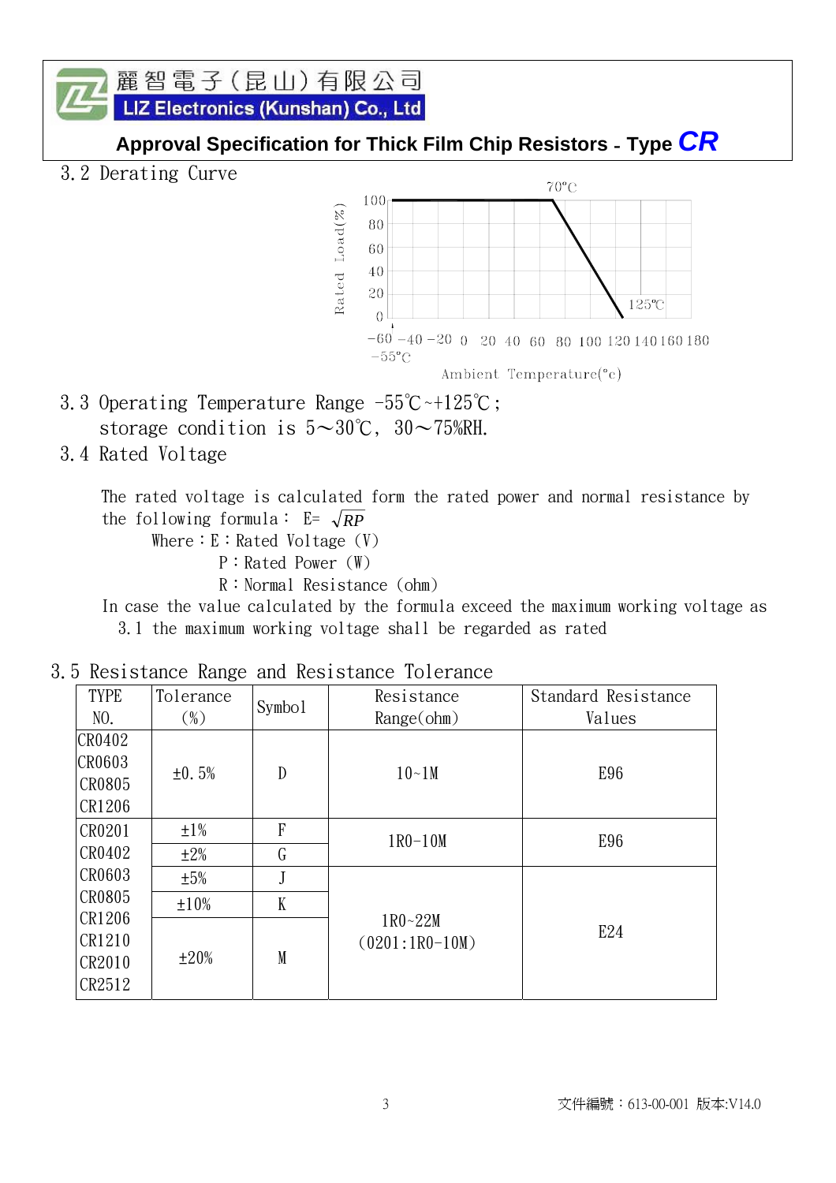### 3.2 Derating Curve

Rated Load(%) vs Ambient Temperature(°c): 100% from −55°C to 70°C, linearly decreasing to 0% at 125°C.

### 3.3 Operating Temperature Range -55℃~+125℃;

storage condition is 5～30℃, 30～75%RH.

### 3.4 Rated Voltage

The rated voltage is calculated form the rated power and normal resistance by the following formula: E= $\sqrt{RP}$

Where：E：Rated Voltage (V)

P：Rated Power (W)

R：Normal Resistance (ohm)

In case the value calculated by the formula exceed the maximum working voltage as 3.1 the maximum working voltage shall be regarded as rated

### 3.5 Resistance Range and Resistance Tolerance

| TYPE NO. | Tolerance (%) | Symbol | Resistance Range(ohm) | Standard Resistance Values |
|---|---|---|---|---|
| CR0402<br>CR0603<br>CR0805<br>CR1206 | ±0.5% | D | 10~1M | E96 |
| CR0201<br>CR0402<br>CR0603<br>CR0805<br>CR1206<br>CR1210<br>CR2010<br>CR2512 | ±1% | F | 1R0-10M | E96 |
| | ±2% | G | | |
| | ±5% | J | 1R0~22M<br>(0201:1R0-10M) | E24 |
| | ±10% | K | | |
| | ±20% | M | | |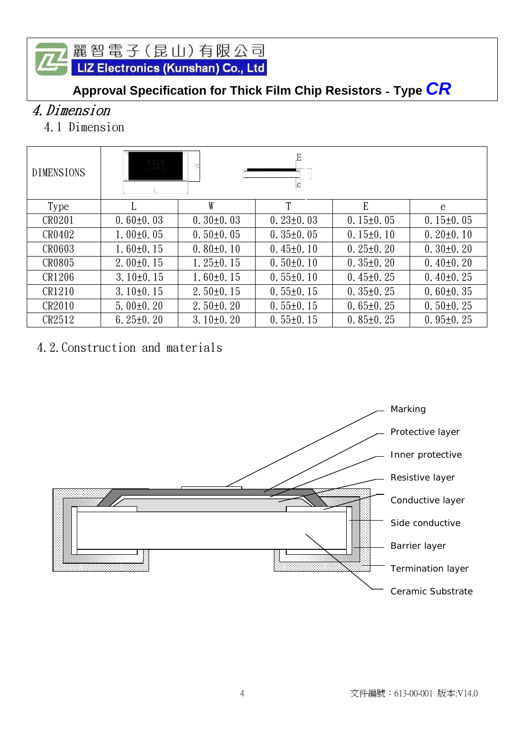麗智電子(昆山)有限公司
LIZ Electronics (Kunshan) Co., Ltd

**Approval Specification for Thick Film Chip Resistors - Type *CR***

# *4. Dimension*

## 4.1 Dimension

| DIMENSIONS | | | | | |
|---|---|---|---|---|---|
| Type | L | W | T | E | e |
| CR0201 | 0.60±0.03 | 0.30±0.03 | 0.23±0.03 | 0.15±0.05 | 0.15±0.05 |
| CR0402 | 1.00±0.05 | 0.50±0.05 | 0.35±0.05 | 0.15±0.10 | 0.20±0.10 |
| CR0603 | 1.60±0.15 | 0.80±0.10 | 0.45±0.10 | 0.25±0.20 | 0.30±0.20 |
| CR0805 | 2.00±0.15 | 1.25±0.15 | 0.50±0.10 | 0.35±0.20 | 0.40±0.20 |
| CR1206 | 3.10±0.15 | 1.60±0.15 | 0.55±0.10 | 0.45±0.25 | 0.40±0.25 |
| CR1210 | 3.10±0.15 | 2.50±0.15 | 0.55±0.15 | 0.35±0.25 | 0.60±0.35 |
| CR2010 | 5.00±0.20 | 2.50±0.20 | 0.55±0.15 | 0.65±0.25 | 0.50±0.25 |
| CR2512 | 6.25±0.20 | 3.10±0.20 | 0.55±0.15 | 0.85±0.25 | 0.95±0.25 |

## 4.2. Construction and materials

- Marking
- Protective layer
- Inner protective
- Resistive layer
- Conductive layer
- Side conductive
- Barrier layer
- Termination layer
- Ceramic Substrate

文件編號：613-00-001 版本:V14.0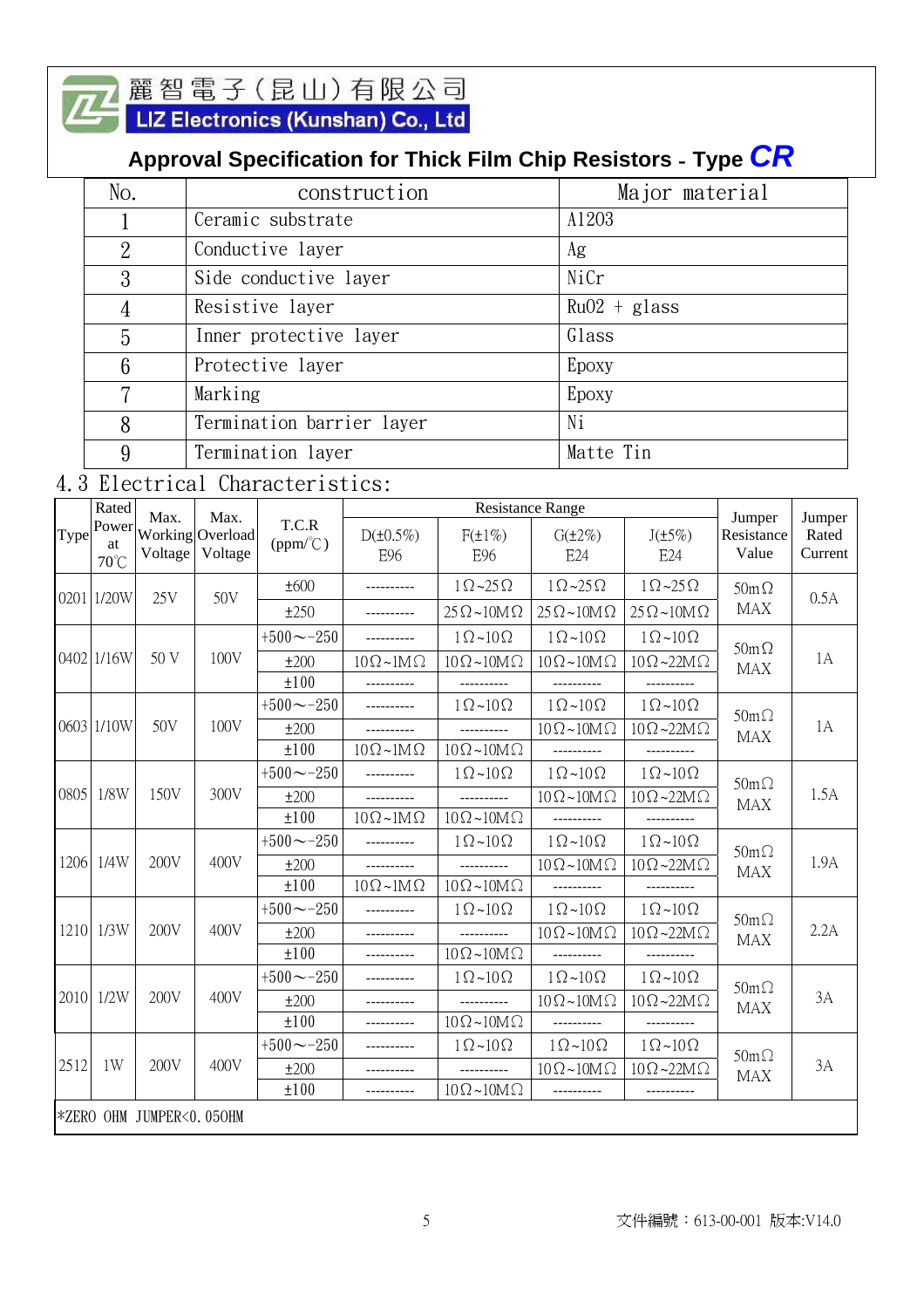麗智電子(昆山)有限公司

LIZ Electronics (Kunshan) Co., Ltd

## Approval Specification for Thick Film Chip Resistors - Type CR

| No. | construction | Major material |
|---|---|---|
| 1 | Ceramic substrate | Al2O3 |
| 2 | Conductive layer | Ag |
| 3 | Side conductive layer | NiCr |
| 4 | Resistive layer | RuO2 + glass |
| 5 | Inner protective layer | Glass |
| 6 | Protective layer | Epoxy |
| 7 | Marking | Epoxy |
| 8 | Termination barrier layer | Ni |
| 9 | Termination layer | Matte Tin |

### 4.3 Electrical Characteristics:

| Type | Rated Power at 70℃ | Max. Working Voltage | Max. Overload Voltage | T.C.R (ppm/℃) | Resistance Range | | | | Jumper Resistance Value | Jumper Rated Current |
|---|---|---|---|---|---|---|---|---|---|---|
| | | | | | D(±0.5%) E96 | F(±1%) E96 | G(±2%) E24 | J(±5%) E24 | | |
| 0201 | 1/20W | 25V | 50V | ±600 | ---------- | 1Ω~25Ω | 1Ω~25Ω | 1Ω~25Ω | 50mΩ MAX | 0.5A |
| | | | | ±250 | ---------- | 25Ω~10MΩ | 25Ω~10MΩ | 25Ω~10MΩ | | |
| 0402 | 1/16W | 50 V | 100V | +500～-250 | ---------- | 1Ω~10Ω | 1Ω~10Ω | 1Ω~10Ω | 50mΩ MAX | 1A |
| | | | | ±200 | 10Ω~1MΩ | 10Ω~10MΩ | 10Ω~10MΩ | 10Ω~22MΩ | | |
| | | | | ±100 | ---------- | ---------- | ---------- | ---------- | | |
| 0603 | 1/10W | 50V | 100V | +500～-250 | ---------- | 1Ω~10Ω | 1Ω~10Ω | 1Ω~10Ω | 50mΩ MAX | 1A |
| | | | | ±200 | ---------- | ---------- | 10Ω~10MΩ | 10Ω~22MΩ | | |
| | | | | ±100 | 10Ω~1MΩ | 10Ω~10MΩ | ---------- | ---------- | | |
| 0805 | 1/8W | 150V | 300V | +500～-250 | ---------- | 1Ω~10Ω | 1Ω~10Ω | 1Ω~10Ω | 50mΩ MAX | 1.5A |
| | | | | ±200 | ---------- | ---------- | 10Ω~10MΩ | 10Ω~22MΩ | | |
| | | | | ±100 | 10Ω~1MΩ | 10Ω~10MΩ | ---------- | ---------- | | |
| 1206 | 1/4W | 200V | 400V | +500～-250 | ---------- | 1Ω~10Ω | 1Ω~10Ω | 1Ω~10Ω | 50mΩ MAX | 1.9A |
| | | | | ±200 | ---------- | ---------- | 10Ω~10MΩ | 10Ω~22MΩ | | |
| | | | | ±100 | 10Ω~1MΩ | 10Ω~10MΩ | ---------- | ---------- | | |
| 1210 | 1/3W | 200V | 400V | +500～-250 | ---------- | 1Ω~10Ω | 1Ω~10Ω | 1Ω~10Ω | 50mΩ MAX | 2.2A |
| | | | | ±200 | ---------- | ---------- | 10Ω~10MΩ | 10Ω~22MΩ | | |
| | | | | ±100 | ---------- | 10Ω~10MΩ | ---------- | ---------- | | |
| 2010 | 1/2W | 200V | 400V | +500～-250 | ---------- | 1Ω~10Ω | 1Ω~10Ω | 1Ω~10Ω | 50mΩ MAX | 3A |
| | | | | ±200 | ---------- | ---------- | 10Ω~10MΩ | 10Ω~22MΩ | | |
| | | | | ±100 | ---------- | 10Ω~10MΩ | ---------- | ---------- | | |
| 2512 | 1W | 200V | 400V | +500～-250 | ---------- | 1Ω~10Ω | 1Ω~10Ω | 1Ω~10Ω | 50mΩ MAX | 3A |
| | | | | ±200 | ---------- | ---------- | 10Ω~10MΩ | 10Ω~22MΩ | | |
| | | | | ±100 | ---------- | 10Ω~10MΩ | ---------- | ---------- | | |

*ZERO OHM JUMPER<0.050HM

文件編號：613-00-001 版本:V14.0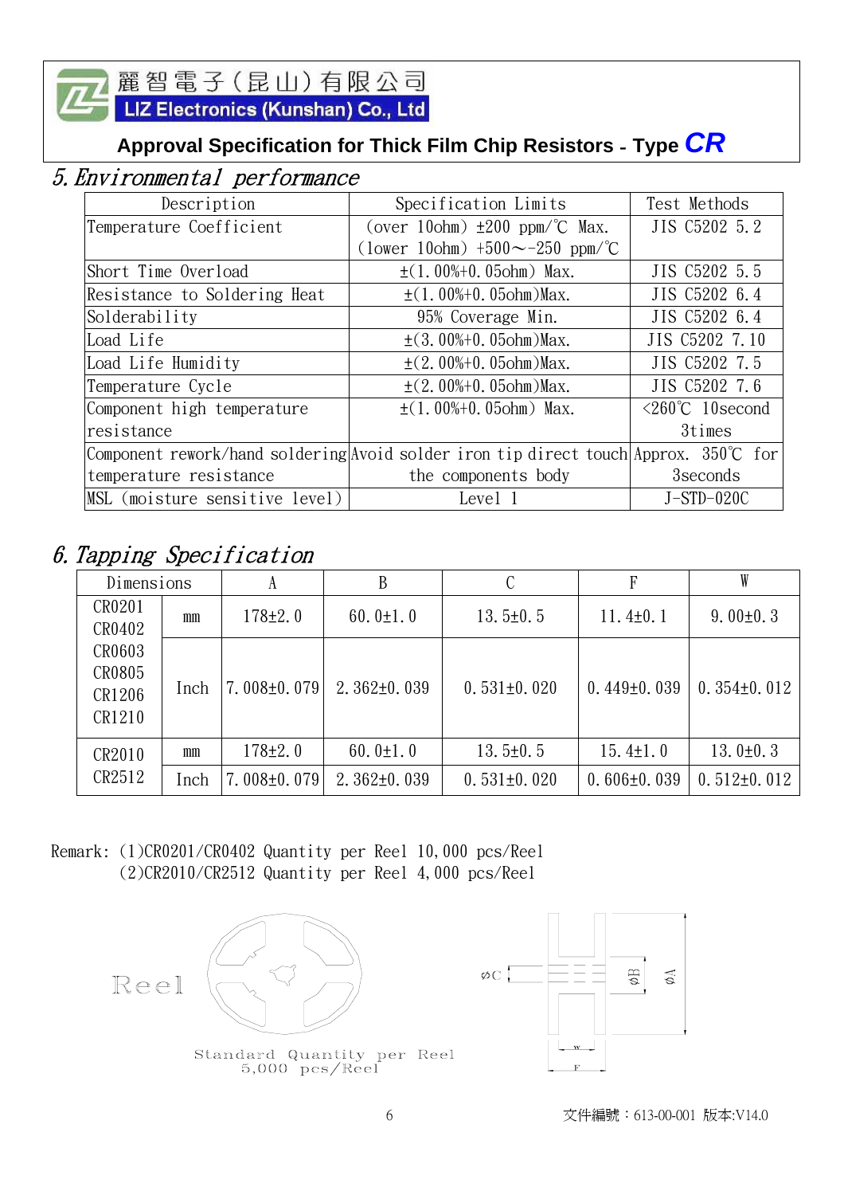麗智電子(昆山)有限公司
LIZ Electronics (Kunshan) Co., Ltd

**Approval Specification for Thick Film Chip Resistors - Type *CR***

## 5. *Environmental performance*

| Description | Specification Limits | Test Methods |
|---|---|---|
| Temperature Coefficient | (over 10ohm) ±200 ppm/℃ Max.<br>(lower 10ohm) +500～-250 ppm/℃ | JIS C5202 5.2 |
| Short Time Overload | ±(1.00%+0.05ohm) Max. | JIS C5202 5.5 |
| Resistance to Soldering Heat | ±(1.00%+0.05ohm)Max. | JIS C5202 6.4 |
| Solderability | 95% Coverage Min. | JIS C5202 6.4 |
| Load Life | ±(3.00%+0.05ohm)Max. | JIS C5202 7.10 |
| Load Life Humidity | ±(2.00%+0.05ohm)Max. | JIS C5202 7.5 |
| Temperature Cycle | ±(2.00%+0.05ohm)Max. | JIS C5202 7.6 |
| Component high temperature resistance | ±(1.00%+0.05ohm) Max. | <260℃ 10second 3times |
| Component rework/hand soldering temperature resistance | Avoid solder iron tip direct touch the components body | Approx. 350℃ for 3seconds |
| MSL (moisture sensitive level) | Level 1 | J-STD-020C |

## 6. *Tapping Specification*

| Dimensions | | A | B | C | F | W |
|---|---|---|---|---|---|---|
| CR0201<br>CR0402<br>CR0603<br>CR0805<br>CR1206<br>CR1210 | mm | 178±2.0 | 60.0±1.0 | 13.5±0.5 | 11.4±0.1 | 9.00±0.3 |
| | Inch | 7.008±0.079 | 2.362±0.039 | 0.531±0.020 | 0.449±0.039 | 0.354±0.012 |
| CR2010<br>CR2512 | mm | 178±2.0 | 60.0±1.0 | 13.5±0.5 | 15.4±1.0 | 13.0±0.3 |
| | Inch | 7.008±0.079 | 2.362±0.039 | 0.531±0.020 | 0.606±0.039 | 0.512±0.012 |

Remark: (1)CR0201/CR0402 Quantity per Reel 10,000 pcs/Reel
(2)CR2010/CR2512 Quantity per Reel 4,000 pcs/Reel

Reel

Standard Quantity per Reel
5,000 pcs/Reel

øC øB øA W F

文件編號：613-00-001 版本:V14.0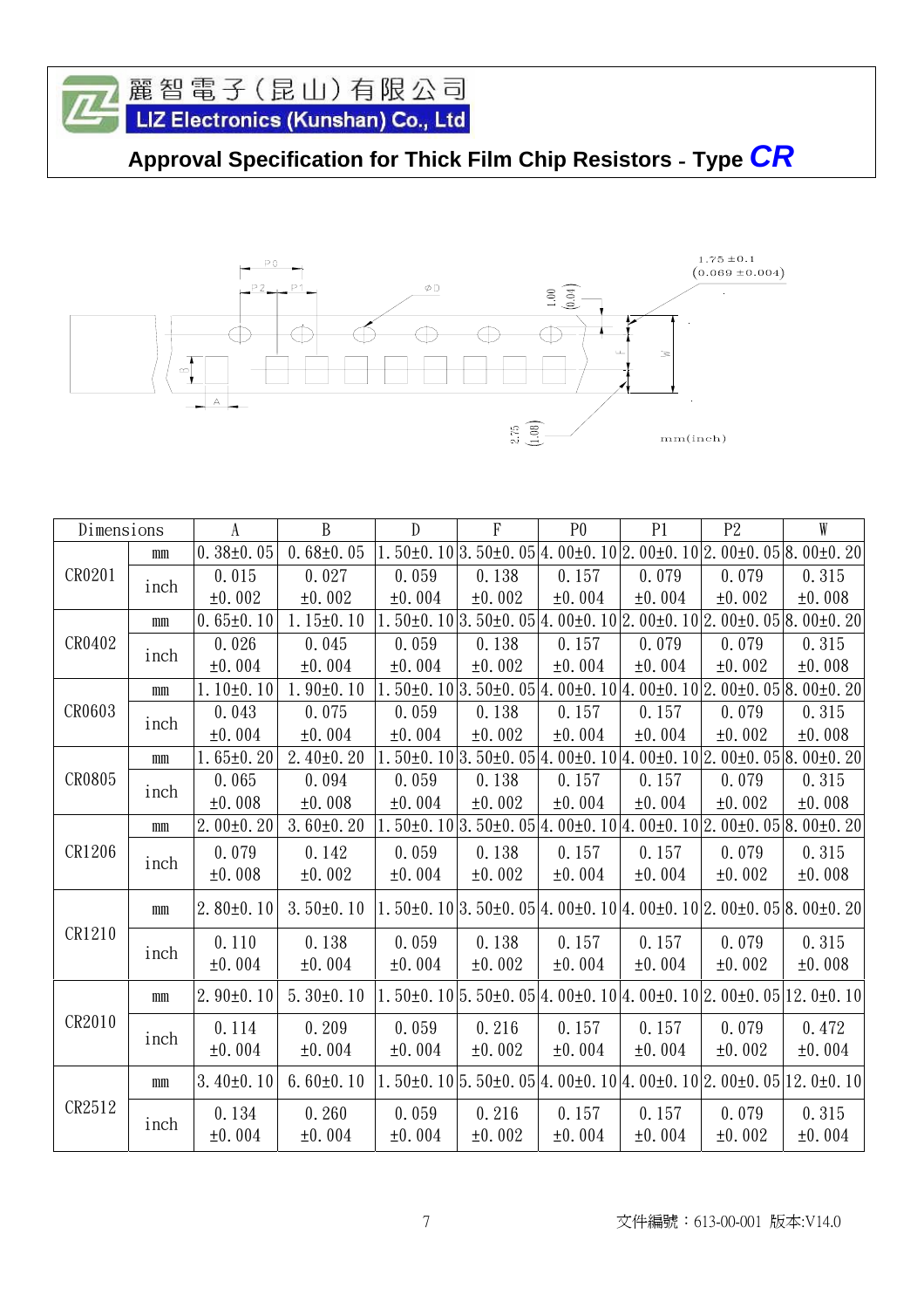麗智電子(昆山)有限公司

LIZ Electronics (Kunshan) Co., Ltd

# Approval Specification for Thick Film Chip Resistors - Type *CR*

1.75 ±0.1
(0.069 ±0.004)

mm(inch)

| Dimensions | | A | B | D | F | P0 | P1 | P2 | W |
|---|---|---|---|---|---|---|---|---|---|
| CR0201 | mm | 0.38±0.05 | 0.68±0.05 | 1.50±0.10 | 3.50±0.05 | 4.00±0.10 | 2.00±0.10 | 2.00±0.05 | 8.00±0.20 |
| | inch | 0.015 ±0.002 | 0.027 ±0.002 | 0.059 ±0.004 | 0.138 ±0.002 | 0.157 ±0.004 | 0.079 ±0.004 | 0.079 ±0.002 | 0.315 ±0.008 |
| CR0402 | mm | 0.65±0.10 | 1.15±0.10 | 1.50±0.10 | 3.50±0.05 | 4.00±0.10 | 2.00±0.10 | 2.00±0.05 | 8.00±0.20 |
| | inch | 0.026 ±0.004 | 0.045 ±0.004 | 0.059 ±0.004 | 0.138 ±0.002 | 0.157 ±0.004 | 0.079 ±0.004 | 0.079 ±0.002 | 0.315 ±0.008 |
| CR0603 | mm | 1.10±0.10 | 1.90±0.10 | 1.50±0.10 | 3.50±0.05 | 4.00±0.10 | 4.00±0.10 | 2.00±0.05 | 8.00±0.20 |
| | inch | 0.043 ±0.004 | 0.075 ±0.004 | 0.059 ±0.004 | 0.138 ±0.002 | 0.157 ±0.004 | 0.157 ±0.004 | 0.079 ±0.002 | 0.315 ±0.008 |
| CR0805 | mm | 1.65±0.20 | 2.40±0.20 | 1.50±0.10 | 3.50±0.05 | 4.00±0.10 | 4.00±0.10 | 2.00±0.05 | 8.00±0.20 |
| | inch | 0.065 ±0.008 | 0.094 ±0.008 | 0.059 ±0.004 | 0.138 ±0.002 | 0.157 ±0.004 | 0.157 ±0.004 | 0.079 ±0.002 | 0.315 ±0.008 |
| CR1206 | mm | 2.00±0.20 | 3.60±0.20 | 1.50±0.10 | 3.50±0.05 | 4.00±0.10 | 4.00±0.10 | 2.00±0.05 | 8.00±0.20 |
| | inch | 0.079 ±0.008 | 0.142 ±0.002 | 0.059 ±0.004 | 0.138 ±0.002 | 0.157 ±0.004 | 0.157 ±0.004 | 0.079 ±0.002 | 0.315 ±0.008 |
| CR1210 | mm | 2.80±0.10 | 3.50±0.10 | 1.50±0.10 | 3.50±0.05 | 4.00±0.10 | 4.00±0.10 | 2.00±0.05 | 8.00±0.20 |
| | inch | 0.110 ±0.004 | 0.138 ±0.004 | 0.059 ±0.004 | 0.138 ±0.002 | 0.157 ±0.004 | 0.157 ±0.004 | 0.079 ±0.002 | 0.315 ±0.008 |
| CR2010 | mm | 2.90±0.10 | 5.30±0.10 | 1.50±0.10 | 5.50±0.05 | 4.00±0.10 | 4.00±0.10 | 2.00±0.05 | 12.0±0.10 |
| | inch | 0.114 ±0.004 | 0.209 ±0.004 | 0.059 ±0.004 | 0.216 ±0.002 | 0.157 ±0.004 | 0.157 ±0.004 | 0.079 ±0.002 | 0.472 ±0.004 |
| CR2512 | mm | 3.40±0.10 | 6.60±0.10 | 1.50±0.10 | 5.50±0.05 | 4.00±0.10 | 4.00±0.10 | 2.00±0.05 | 12.0±0.10 |
| | inch | 0.134 ±0.004 | 0.260 ±0.004 | 0.059 ±0.004 | 0.216 ±0.002 | 0.157 ±0.004 | 0.157 ±0.004 | 0.079 ±0.002 | 0.315 ±0.004 |

文件編號：613-00-001 版本:V14.0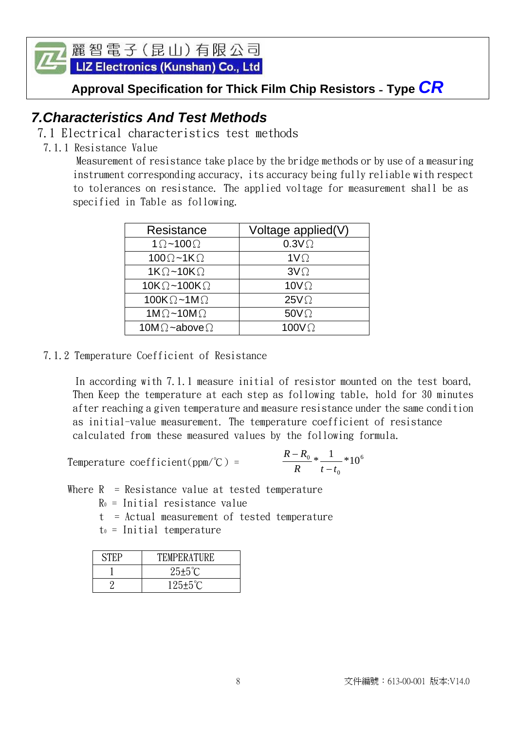麗智電子(昆山)有限公司

LIZ Electronics (Kunshan) Co., Ltd

**Approval Specification for Thick Film Chip Resistors - Type *CR***

## *7.Characteristics And Test Methods*

### 7.1 Electrical characteristics test methods

#### 7.1.1 Resistance Value

Measurement of resistance take place by the bridge methods or by use of a measuring instrument corresponding accuracy, its accuracy being fully reliable with respect to tolerances on resistance. The applied voltage for measurement shall be as specified in Table as following.

| Resistance | Voltage applied(V) |
|---|---|
| 1Ω~100Ω | 0.3VΩ |
| 100Ω~1KΩ | 1VΩ |
| 1KΩ~10KΩ | 3VΩ |
| 10KΩ~100KΩ | 10VΩ |
| 100KΩ~1MΩ | 25VΩ |
| 1MΩ~10MΩ | 50VΩ |
| 10MΩ~aboveΩ | 100VΩ |

#### 7.1.2 Temperature Coefficient of Resistance

In according with 7.1.1 measure initial of resistor mounted on the test board, Then Keep the temperature at each step as following table, hold for 30 minutes after reaching a given temperature and measure resistance under the same condition as initial-value measurement. The temperature coefficient of resistance calculated from these measured values by the following formula.

$$\text{Temperature coefficient(ppm/℃)} = \frac{R-R_0}{R} * \frac{1}{t-t_0} * 10^6$$

Where $R$ = Resistance value at tested temperature

$R_0$ = Initial resistance value

$t$ = Actual measurement of tested temperature

$t_0$ = Initial temperature

| STEP | TEMPERATURE |
|---|---|
| 1 | 25±5℃ |
| 2 | 125±5℃ |

文件編號：613-00-001 版本:V14.0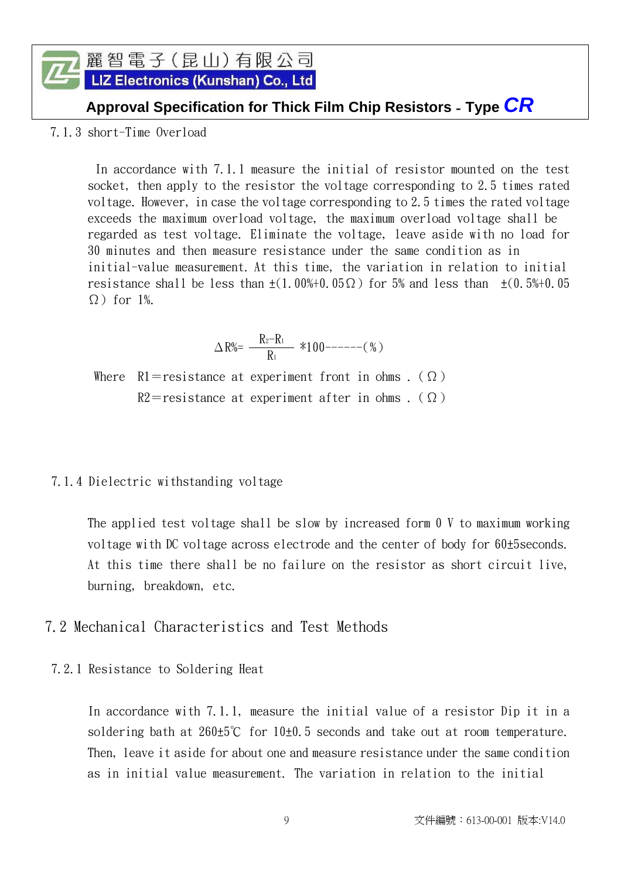7.1.3 short-Time Overload

In accordance with 7.1.1 measure the initial of resistor mounted on the test socket, then apply to the resistor the voltage corresponding to 2.5 times rated voltage. However, in case the voltage corresponding to 2.5 times the rated voltage exceeds the maximum overload voltage, the maximum overload voltage shall be regarded as test voltage. Eliminate the voltage, leave aside with no load for 30 minutes and then measure resistance under the same condition as in initial-value measurement. At this time, the variation in relation to initial resistance shall be less than ±(1.00%+0.05Ω) for 5% and less than ±(0.5%+0.05 Ω) for 1%.

$$\Delta R\% = \frac{R_2 - R_1}{R_1} * 100 \text{------} (\%)$$

Where $R1$ = resistance at experiment front in ohms . (Ω)

$R2$ = resistance at experiment after in ohms . (Ω)

7.1.4 Dielectric withstanding voltage

The applied test voltage shall be slow by increased form 0 V to maximum working voltage with DC voltage across electrode and the center of body for 60±5seconds. At this time there shall be no failure on the resistor as short circuit live, burning, breakdown, etc.

## 7.2 Mechanical Characteristics and Test Methods

7.2.1 Resistance to Soldering Heat

In accordance with 7.1.1, measure the initial value of a resistor Dip it in a soldering bath at 260±5℃ for 10±0.5 seconds and take out at room temperature. Then, leave it aside for about one and measure resistance under the same condition as in initial value measurement. The variation in relation to the initial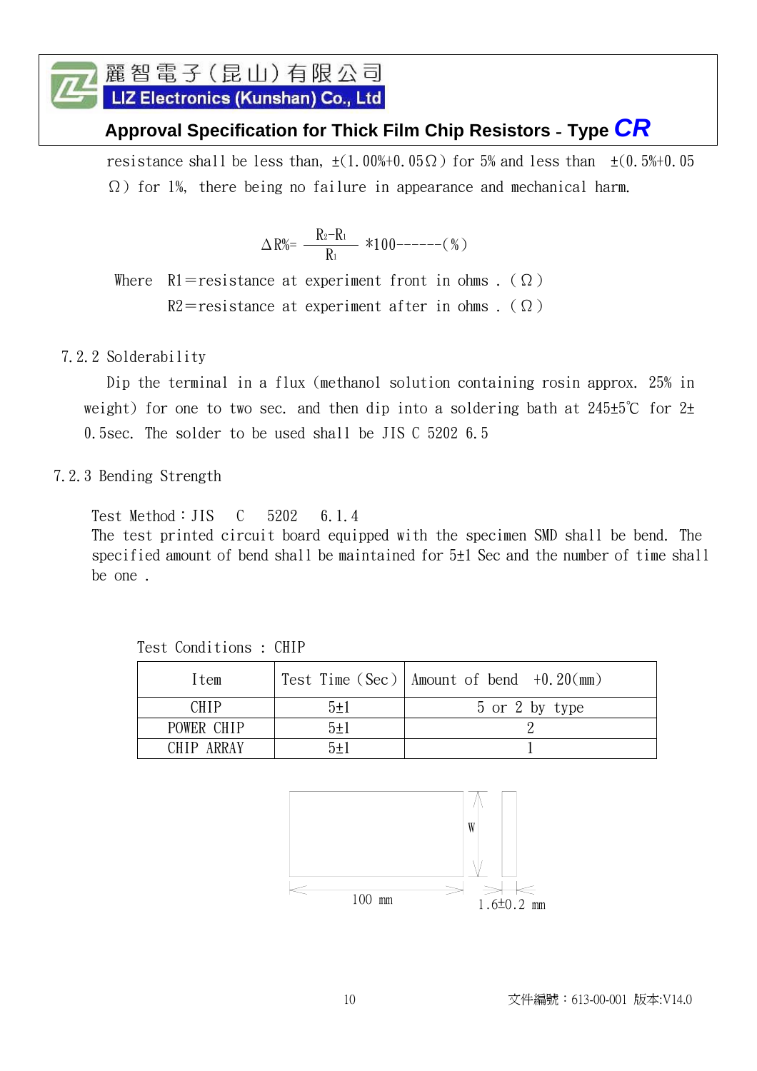resistance shall be less than, ±(1.00%+0.05Ω) for 5% and less than ±(0.5%+0.05 Ω) for 1%, there being no failure in appearance and mechanical harm.

$$\Delta R\% = \frac{R_2 - R_1}{R_1} * 100 \text{------}(\%)$$

Where R1=resistance at experiment front in ohms . (Ω)

R2=resistance at experiment after in ohms . (Ω)

7.2.2 Solderability

Dip the terminal in a flux (methanol solution containing rosin approx. 25% in weight) for one to two sec. and then dip into a soldering bath at 245±5℃ for 2±0.5sec. The solder to be used shall be JIS C 5202 6.5

7.2.3 Bending Strength

Test Method：JIS C 5202 6.1.4

The test printed circuit board equipped with the specimen SMD shall be bend. The specified amount of bend shall be maintained for 5±1 Sec and the number of time shall be one .

Test Conditions : CHIP

| Item | Test Time (Sec) | Amount of bend +0.20(mm) |
|---|---|---|
| CHIP | 5±1 | 5 or 2 by type |
| POWER CHIP | 5±1 | 2 |
| CHIP ARRAY | 5±1 | 1 |

W

100 mm

1.6±0.2 mm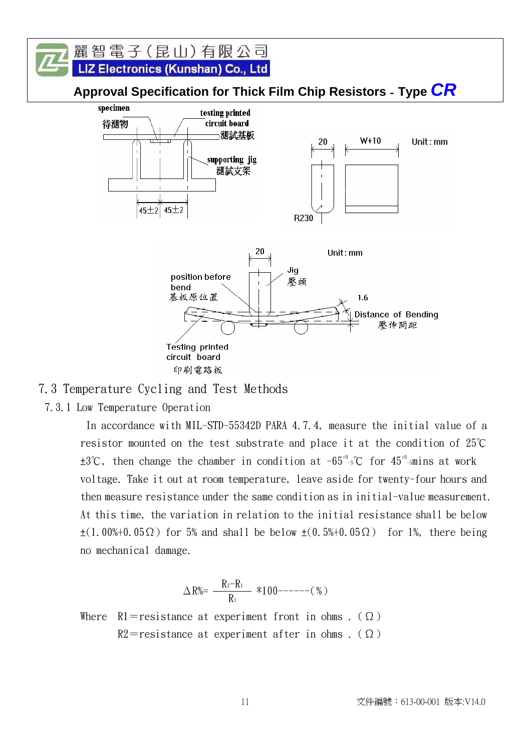specimen
待測物

testing printed circuit board
測試基板

supporting jig
測試支架

45±2 45±2

20 W+10 Unit : mm

R230

20 Unit : mm

position before bend
基板原位置

Jig
壓頭

1.6

Distance of Bending
壓伸間距

Testing printed circuit board
印刷電路板

## 7.3 Temperature Cycling and Test Methods

### 7.3.1 Low Temperature Operation

In accordance with MIL-STD-55342D PARA 4.7.4, measure the initial value of a resistor mounted on the test substrate and place it at the condition of 25℃ ±3℃, then change the chamber in condition at $-65^{+0}_{-5}$℃ for $45^{+0}_{-5}$mins at work voltage. Take it out at room temperature, leave aside for twenty-four hours and then measure resistance under the same condition as in initial-value measurement. At this time, the variation in relation to the initial resistance shall be below ±(1.00%+0.05Ω) for 5% and shall be below ±(0.5%+0.05Ω) for 1%, there being no mechanical damage.

$$\Delta R\% = \frac{R_2 - R_1}{R_1} * 100 \text{------}(\%)$$

Where R1=resistance at experiment front in ohms . (Ω)

R2=resistance at experiment after in ohms . (Ω)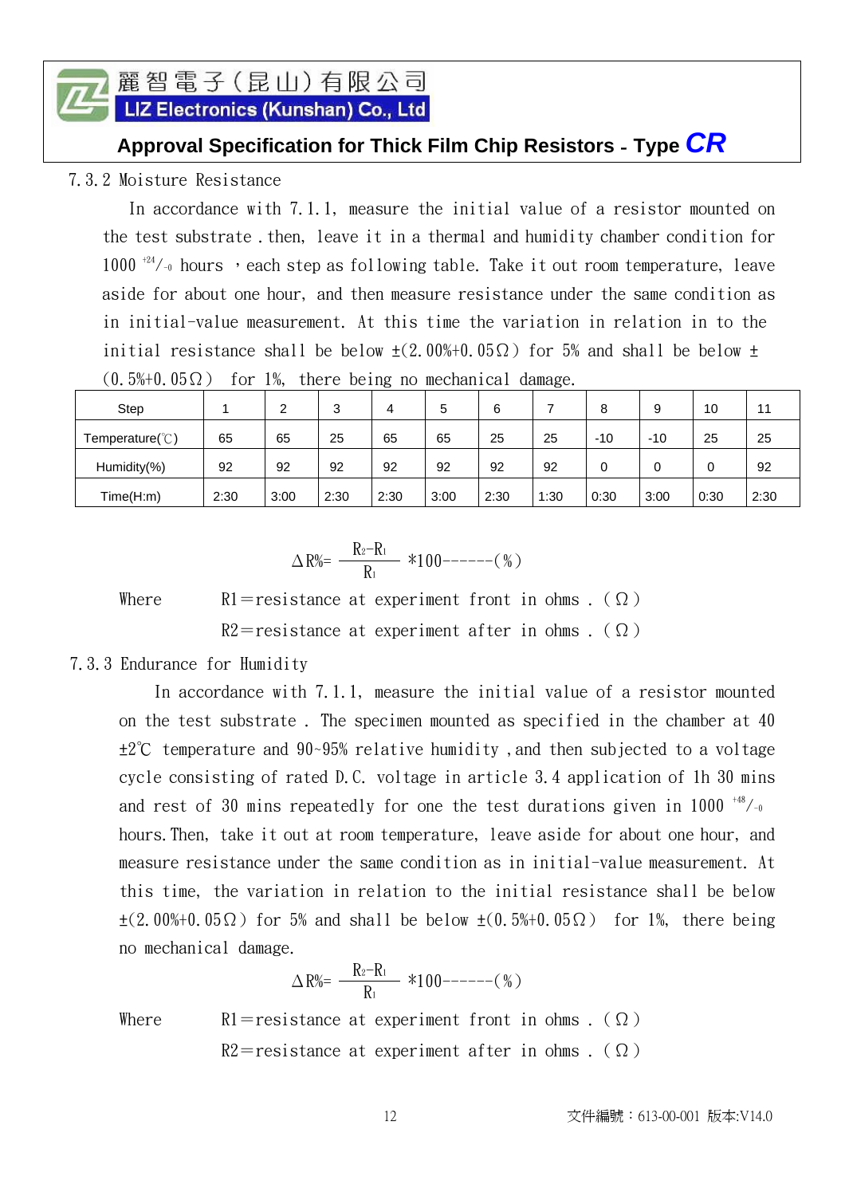### 7.3.2 Moisture Resistance

In accordance with 7.1.1, measure the initial value of a resistor mounted on the test substrate . then, leave it in a thermal and humidity chamber condition for 1000 $^{+24}/_{-0}$ hours ，each step as following table. Take it out room temperature, leave aside for about one hour, and then measure resistance under the same condition as in initial-value measurement. At this time the variation in relation in to the initial resistance shall be below ±(2.00%+0.05Ω) for 5% and shall be below ±(0.5%+0.05Ω) for 1%, there being no mechanical damage.

| Step | 1 | 2 | 3 | 4 | 5 | 6 | 7 | 8 | 9 | 10 | 11 |
|---|---|---|---|---|---|---|---|---|---|---|---|
| Temperature(℃) | 65 | 65 | 25 | 65 | 65 | 25 | 25 | -10 | -10 | 25 | 25 |
| Humidity(%) | 92 | 92 | 92 | 92 | 92 | 92 | 92 | 0 | 0 | 0 | 92 |
| Time(H:m) | 2:30 | 3:00 | 2:30 | 2:30 | 3:00 | 2:30 | 1:30 | 0:30 | 3:00 | 0:30 | 2:30 |

$$\Delta R\% = \frac{R_2 - R_1}{R_1} * 100 \text{------} (\%)$$

Where R1＝resistance at experiment front in ohms .（Ω）

R2＝resistance at experiment after in ohms .（Ω）

### 7.3.3 Endurance for Humidity

In accordance with 7.1.1, measure the initial value of a resistor mounted on the test substrate . The specimen mounted as specified in the chamber at 40 ±2℃ temperature and 90~95% relative humidity ,and then subjected to a voltage cycle consisting of rated D.C. voltage in article 3.4 application of 1h 30 mins and rest of 30 mins repeatedly for one the test durations given in 1000 $^{+48}/_{-0}$ hours.Then, take it out at room temperature, leave aside for about one hour, and measure resistance under the same condition as in initial-value measurement. At this time, the variation in relation to the initial resistance shall be below ±(2.00%+0.05Ω) for 5% and shall be below ±(0.5%+0.05Ω) for 1%, there being no mechanical damage.

$$\Delta R\% = \frac{R_2 - R_1}{R_1} * 100 \text{------} (\%)$$

Where R1＝resistance at experiment front in ohms .（Ω）

R2＝resistance at experiment after in ohms .（Ω）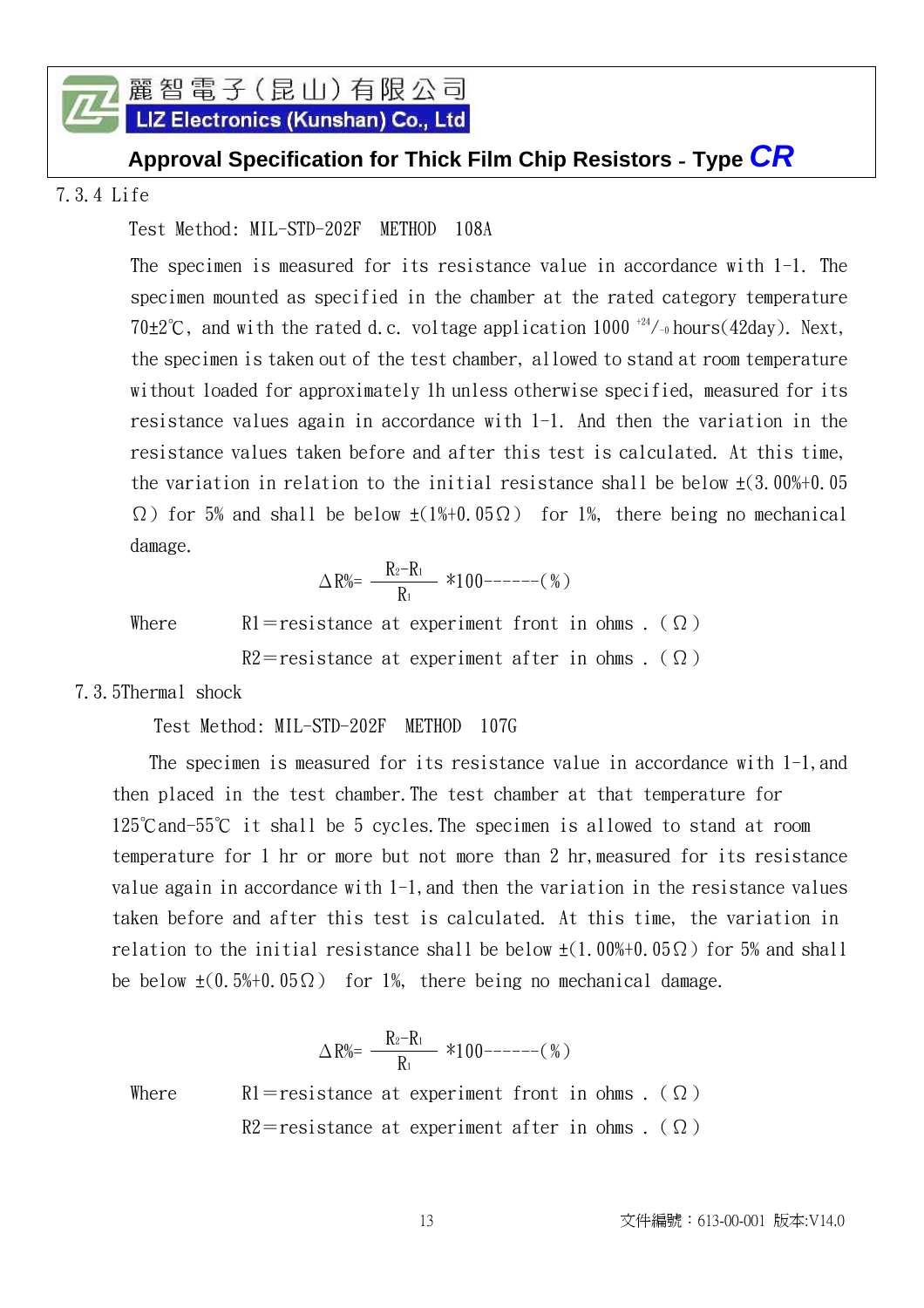7.3.4 Life

Test Method: MIL-STD-202F METHOD 108A

The specimen is measured for its resistance value in accordance with 1-1. The specimen mounted as specified in the chamber at the rated category temperature 70±2℃, and with the rated d.c. voltage application 1000 $^{+24}/_{-0}$ hours(42day). Next, the specimen is taken out of the test chamber, allowed to stand at room temperature without loaded for approximately 1h unless otherwise specified, measured for its resistance values again in accordance with 1-1. And then the variation in the resistance values taken before and after this test is calculated. At this time, the variation in relation to the initial resistance shall be below ±(3.00%+0.05Ω) for 5% and shall be below ±(1%+0.05Ω) for 1%, there being no mechanical damage.

$$\Delta R\% = \frac{R_2 - R_1}{R_1} * 100 \text{------}(\%)$$

Where R1=resistance at experiment front in ohms . (Ω)

R2=resistance at experiment after in ohms . (Ω)

7.3.5 Thermal shock

Test Method: MIL-STD-202F METHOD 107G

The specimen is measured for its resistance value in accordance with 1-1, and then placed in the test chamber. The test chamber at that temperature for 125℃ and -55℃ it shall be 5 cycles. The specimen is allowed to stand at room temperature for 1 hr or more but not more than 2 hr, measured for its resistance value again in accordance with 1-1, and then the variation in the resistance values taken before and after this test is calculated. At this time, the variation in relation to the initial resistance shall be below ±(1.00%+0.05Ω) for 5% and shall be below ±(0.5%+0.05Ω) for 1%, there being no mechanical damage.

$$\Delta R\% = \frac{R_2 - R_1}{R_1} * 100 \text{------}(\%)$$

Where R1=resistance at experiment front in ohms . (Ω)

R2=resistance at experiment after in ohms . (Ω)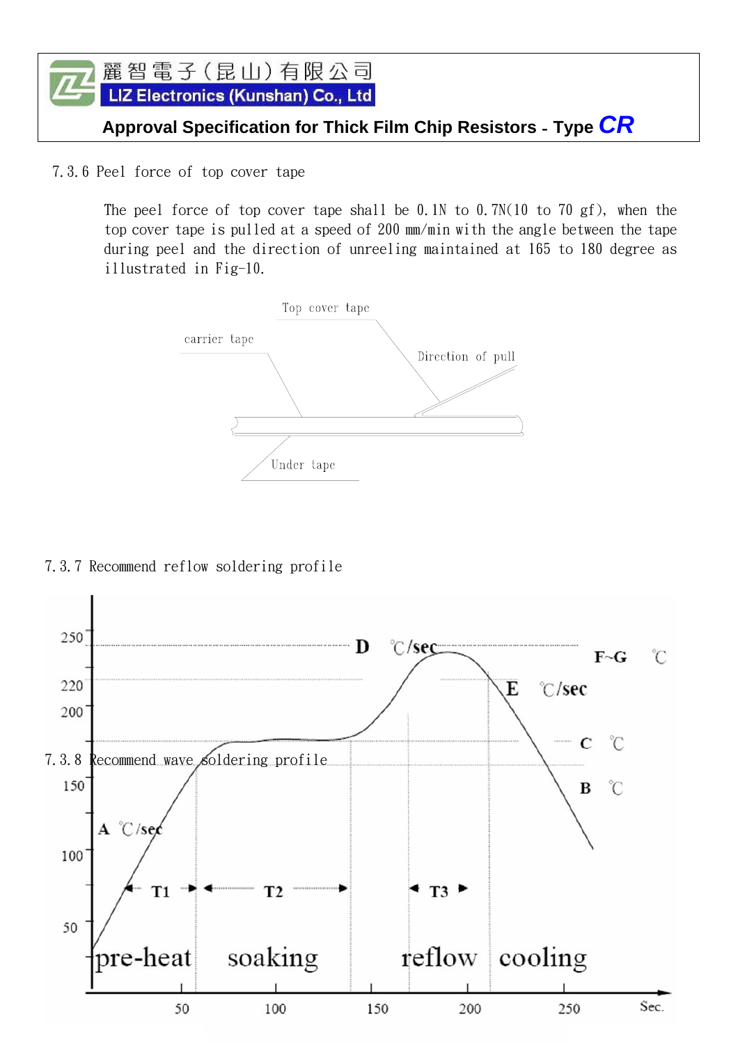## 7.3.6 Peel force of top cover tape

The peel force of top cover tape shall be 0.1N to 0.7N(10 to 70 gf), when the top cover tape is pulled at a speed of 200 mm/min with the angle between the tape during peel and the direction of unreeling maintained at 165 to 180 degree as illustrated in Fig-10.

Top cover tape

carrier tape

Direction of pull

Under tape

## 7.3.7 Recommend reflow soldering profile

## 7.3.8 Recommend wave soldering profile

250

220

200

150

100

50

D ℃/sec

F~G ℃

E ℃/sec

C ℃

B ℃

A ℃/sec

T1 T2 T3

pre-heat soaking reflow cooling

50 100 150 200 250 Sec.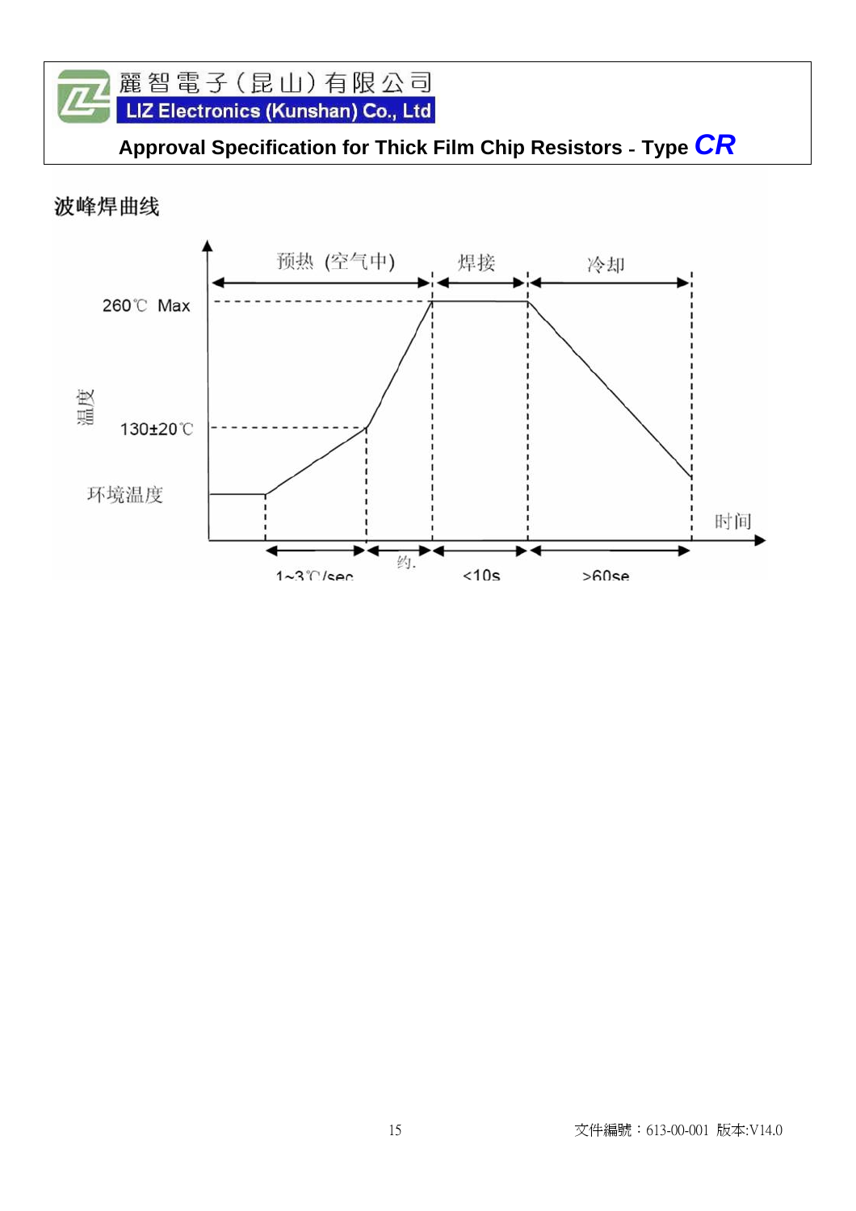## 波峰焊曲线

预热 (空气中)

焊接

冷却

260℃ Max

温度

130±20℃

环境温度

时间

1~3℃/sec

约.

<10s

>60se